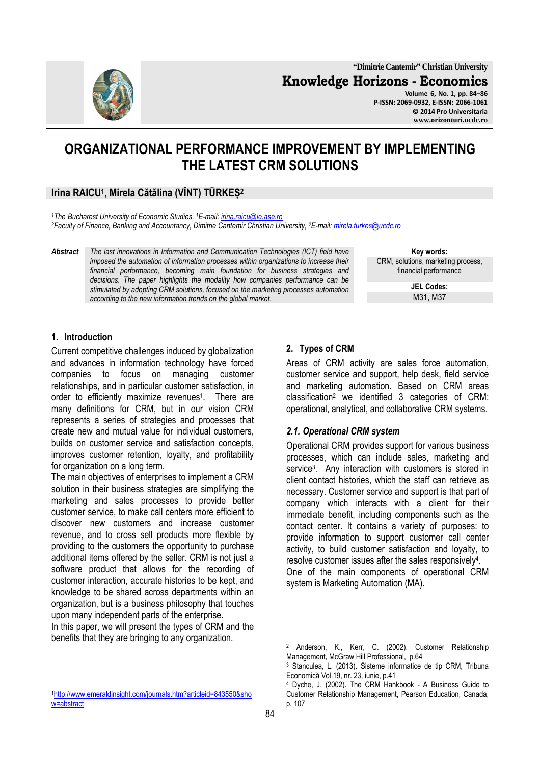# ORGANIZATIONAL PERFORMANCE IMPROVEMENT BY IMPLEMENTING THE LATEST CRM SOLUTIONS

**Irina RAICU[1], Mirela Cătălina (VÎNT) TÜRKEŞ[2]**

*[1]The Bucharest University of Economic Studies, [1]E-mail: irina.raicu@ie.ase.ro*
*[2]Faculty of Finance, Banking and Accountancy, Dimitrie Cantemir Christian University, [2]E-mail: mirela.turkes@ucdc.ro*

**Abstract** *The last innovations in Information and Communication Technologies (ICT) field have imposed the automation of information processes within organizations to increase their financial performance, becoming main foundation for business strategies and decisions. The paper highlights the modality how companies performance can be stimulated by adopting CRM solutions, focused on the marketing processes automation according to the new information trends on the global market.*

**Key words:** CRM, solutions, marketing process, financial performance

**JEL Codes:** M31, M37

## 1. Introduction

Current competitive challenges induced by globalization and advances in information technology have forced companies to focus on managing customer relationships, and in particular customer satisfaction, in order to efficiently maximize revenues[1]. There are many definitions for CRM, but in our vision CRM represents a series of strategies and processes that create new and mutual value for individual customers, builds on customer service and satisfaction concepts, improves customer retention, loyalty, and profitability for organization on a long term.

The main objectives of enterprises to implement a CRM solution in their business strategies are simplifying the marketing and sales processes to provide better customer service, to make call centers more efficient to discover new customers and increase customer revenue, and to cross sell products more flexible by providing to the customers the opportunity to purchase additional items offered by the seller. CRM is not just a software product that allows for the recording of customer interaction, accurate histories to be kept, and knowledge to be shared across departments within an organization, but is a business philosophy that touches upon many independent parts of the enterprise.

In this paper, we will present the types of CRM and the benefits that they are bringing to any organization.

## 2. Types of CRM

Areas of CRM activity are sales force automation, customer service and support, help desk, field service and marketing automation. Based on CRM areas classification[2] we identified 3 categories of CRM: operational, analytical, and collaborative CRM systems.

### *2.1. Operational CRM system*

Operational CRM provides support for various business processes, which can include sales, marketing and service[3]. Any interaction with customers is stored in client contact histories, which the staff can retrieve as necessary. Customer service and support is that part of company which interacts with a client for their immediate benefit, including components such as the contact center. It contains a variety of purposes: to provide information to support customer call center activity, to build customer satisfaction and loyalty, to resolve customer issues after the sales responsively[4].

One of the main components of operational CRM system is Marketing Automation (MA).

---

[1] http://www.emeraldinsight.com/journals.htm?articleid=843550&show=abstract

[2] Anderson, K., Kerr, C. (2002). Customer Relationship Management, McGraw Hill Professional, p.64

[3] Stanculea, L. (2013). Sisteme informatice de tip CRM, Tribuna Economică Vol.19, nr. 23, iunie, p.41

[4] Dyche, J. (2002). The CRM Hankbook - A Business Guide to Customer Relationship Management, Pearson Education, Canada, p. 107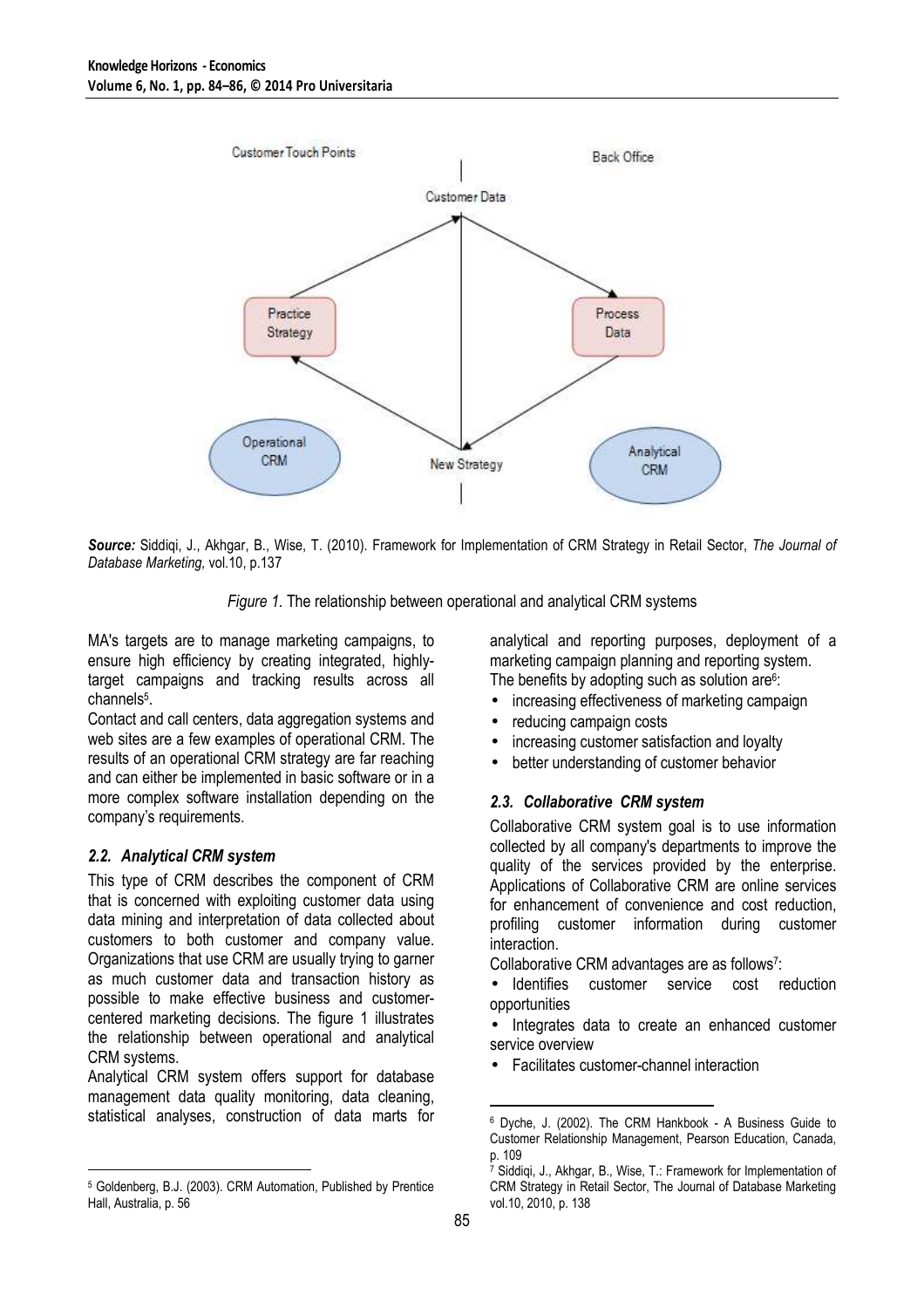**Source:** Siddiqi, J., Akhgar, B., Wise, T. (2010). Framework for Implementation of CRM Strategy in Retail Sector, *The Journal of Database Marketing,* vol.10, p.137

*Figure 1.* The relationship between operational and analytical CRM systems

MA's targets are to manage marketing campaigns, to ensure high efficiency by creating integrated, highly-target campaigns and tracking results across all channels[5].

Contact and call centers, data aggregation systems and web sites are a few examples of operational CRM. The results of an operational CRM strategy are far reaching and can either be implemented in basic software or in a more complex software installation depending on the company's requirements.

### *2.2. Analytical CRM system*

This type of CRM describes the component of CRM that is concerned with exploiting customer data using data mining and interpretation of data collected about customers to both customer and company value. Organizations that use CRM are usually trying to garner as much customer data and transaction history as possible to make effective business and customer-centered marketing decisions. The figure 1 illustrates the relationship between operational and analytical CRM systems.

Analytical CRM system offers support for database management data quality monitoring, data cleaning, statistical analyses, construction of data marts for analytical and reporting purposes, deployment of a marketing campaign planning and reporting system.

The benefits by adopting such as solution are[6]:

- increasing effectiveness of marketing campaign
- reducing campaign costs
- increasing customer satisfaction and loyalty
- better understanding of customer behavior

### *2.3. Collaborative CRM system*

Collaborative CRM system goal is to use information collected by all company's departments to improve the quality of the services provided by the enterprise. Applications of Collaborative CRM are online services for enhancement of convenience and cost reduction, profiling customer information during customer interaction.

Collaborative CRM advantages are as follows[7]:

- Identifies customer service cost reduction opportunities
- Integrates data to create an enhanced customer service overview
- Facilitates customer-channel interaction

---

[5] Goldenberg, B.J. (2003). CRM Automation, Published by Prentice Hall, Australia, p. 56

[6] Dyche, J. (2002). The CRM Hankbook - A Business Guide to Customer Relationship Management, Pearson Education, Canada, p. 109

[7] Siddiqi, J., Akhgar, B., Wise, T.: Framework for Implementation of CRM Strategy in Retail Sector, The Journal of Database Marketing vol.10, 2010, p. 138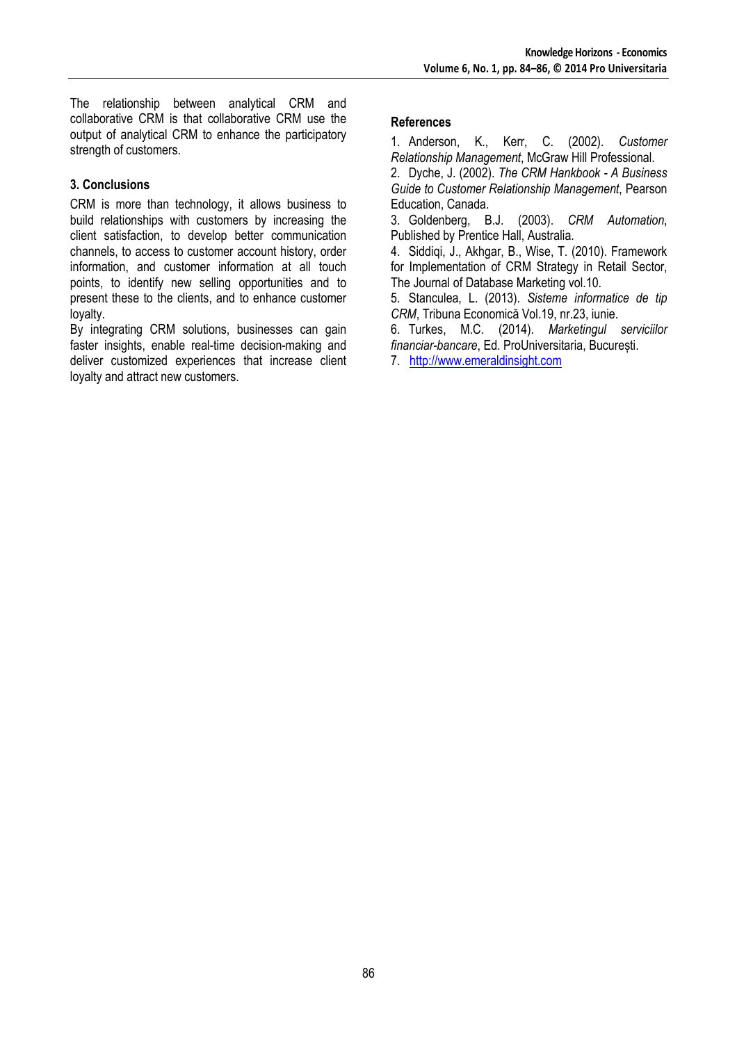The relationship between analytical CRM and collaborative CRM is that collaborative CRM use the output of analytical CRM to enhance the participatory strength of customers.

## 3. Conclusions

CRM is more than technology, it allows business to build relationships with customers by increasing the client satisfaction, to develop better communication channels, to access to customer account history, order information, and customer information at all touch points, to identify new selling opportunities and to present these to the clients, and to enhance customer loyalty.

By integrating CRM solutions, businesses can gain faster insights, enable real-time decision-making and deliver customized experiences that increase client loyalty and attract new customers.

## References

1. Anderson, K., Kerr, C. (2002). *Customer Relationship Management*, McGraw Hill Professional.
2. Dyche, J. (2002). *The CRM Hankbook - A Business Guide to Customer Relationship Management*, Pearson Education, Canada.
3. Goldenberg, B.J. (2003). *CRM Automation*, Published by Prentice Hall, Australia.
4. Siddiqi, J., Akhgar, B., Wise, T. (2010). Framework for Implementation of CRM Strategy in Retail Sector, The Journal of Database Marketing vol.10.
5. Stanculea, L. (2013). *Sisteme informatice de tip CRM*, Tribuna Economică Vol.19, nr.23, iunie.
6. Turkes, M.C. (2014). *Marketingul serviciilor financiar-bancare*, Ed. ProUniversitaria, București.
7. http://www.emeraldinsight.com